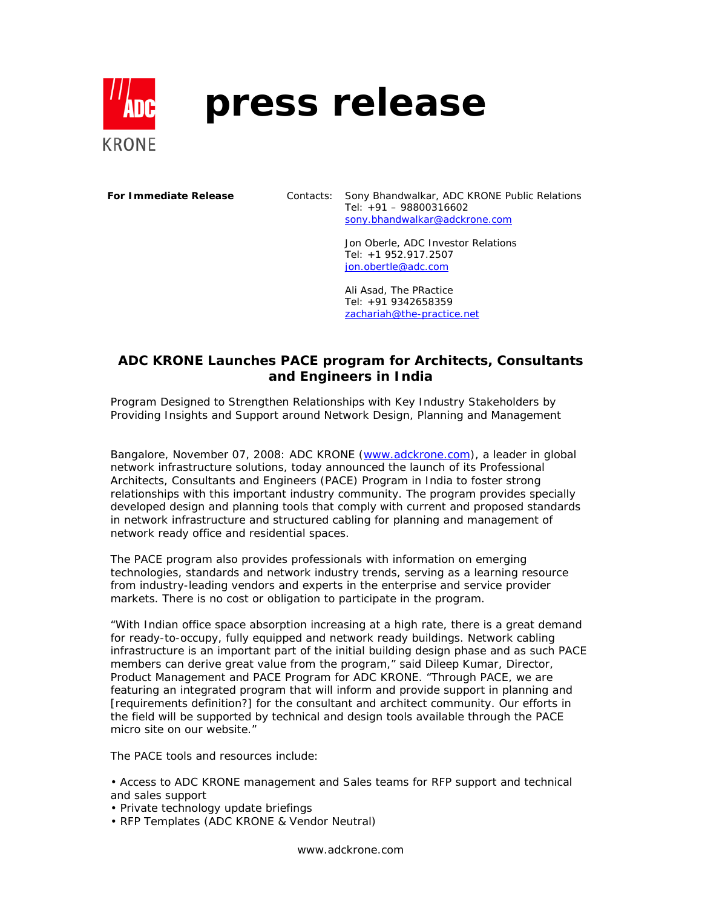# press release

**For Immediate Release**

Contacts:
Sony Bhandwalkar, ADC KRONE Public Relations
Tel: +91 – 98800316602
sony.bhandwalkar@adckrone.com

Jon Oberle, ADC Investor Relations
Tel: +1 952.917.2507
jon.obertle@adc.com

Ali Asad, The PRactice
Tel: +91 9342658359
zachariah@the-practice.net

## ADC KRONE Launches PACE program for Architects, Consultants and Engineers in India

Program Designed to Strengthen Relationships with Key Industry Stakeholders by Providing Insights and Support around Network Design, Planning and Management

Bangalore, November 07, 2008: ADC KRONE (www.adckrone.com), a leader in global network infrastructure solutions, today announced the launch of its Professional Architects, Consultants and Engineers (PACE) Program in India to foster strong relationships with this important industry community. The program provides specially developed design and planning tools that comply with current and proposed standards in network infrastructure and structured cabling for planning and management of network ready office and residential spaces.

The PACE program also provides professionals with information on emerging technologies, standards and network industry trends, serving as a learning resource from industry-leading vendors and experts in the enterprise and service provider markets. There is no cost or obligation to participate in the program.

"With Indian office space absorption increasing at a high rate, there is a great demand for ready-to-occupy, fully equipped and network ready buildings. Network cabling infrastructure is an important part of the initial building design phase and as such PACE members can derive great value from the program," said Dileep Kumar, Director, Product Management and PACE Program for ADC KRONE. "Through PACE, we are featuring an integrated program that will inform and provide support in planning and [requirements definition?] for the consultant and architect community. Our efforts in the field will be supported by technical and design tools available through the PACE micro site on our website."

The PACE tools and resources include:

- Access to ADC KRONE management and Sales teams for RFP support and technical and sales support
- Private technology update briefings
- RFP Templates (ADC KRONE & Vendor Neutral)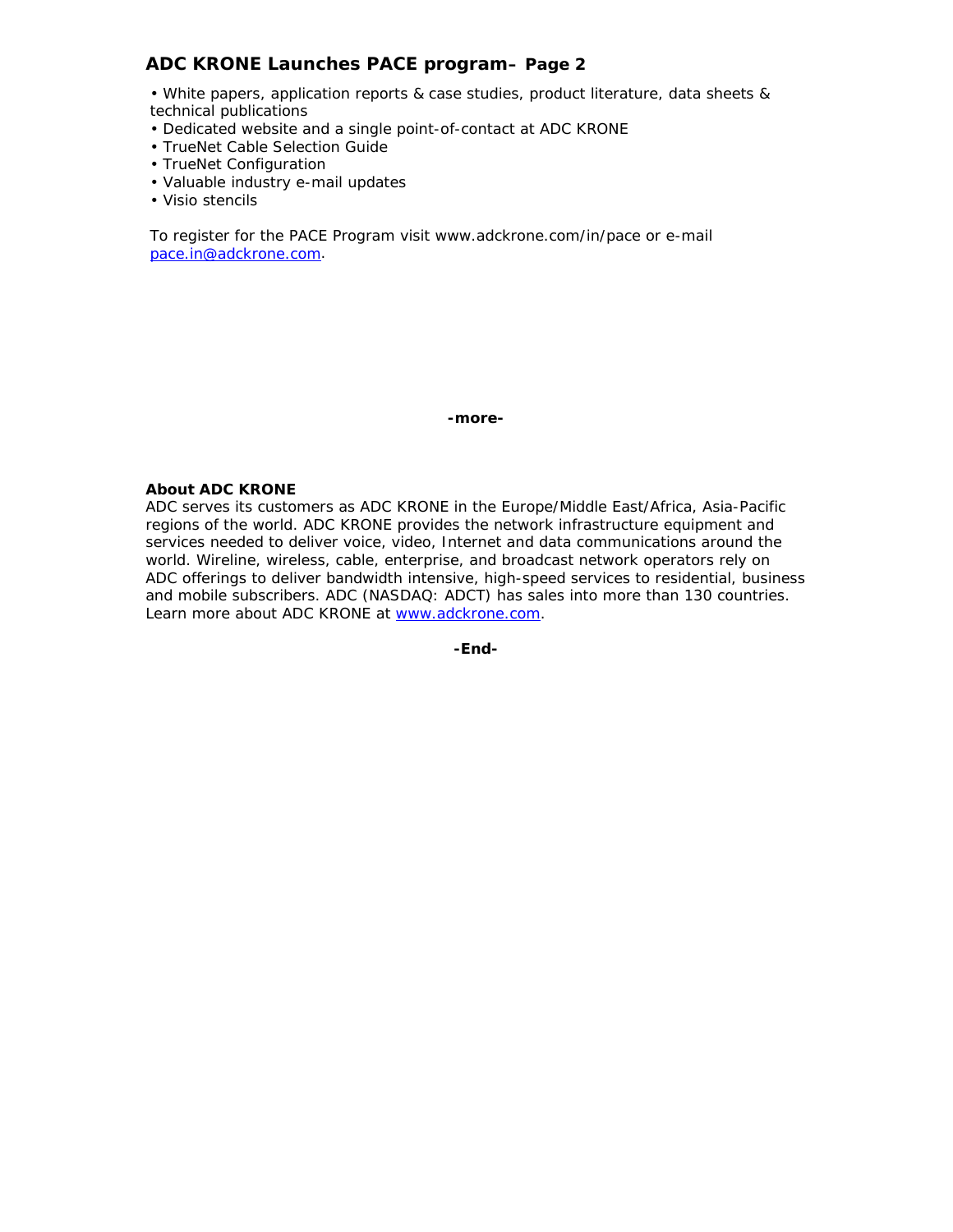- White papers, application reports & case studies, product literature, data sheets & technical publications
- Dedicated website and a single point-of-contact at ADC KRONE
- TrueNet Cable Selection Guide
- TrueNet Configuration
- Valuable industry e-mail updates
- Visio stencils

To register for the PACE Program visit www.adckrone.com/in/pace or e-mail pace.in@adckrone.com.

**-more-**

**About ADC KRONE**

ADC serves its customers as ADC KRONE in the Europe/Middle East/Africa, Asia-Pacific regions of the world. ADC KRONE provides the network infrastructure equipment and services needed to deliver voice, video, Internet and data communications around the world. Wireline, wireless, cable, enterprise, and broadcast network operators rely on ADC offerings to deliver bandwidth intensive, high-speed services to residential, business and mobile subscribers. ADC (NASDAQ: ADCT) has sales into more than 130 countries. Learn more about ADC KRONE at www.adckrone.com.

**-End-**